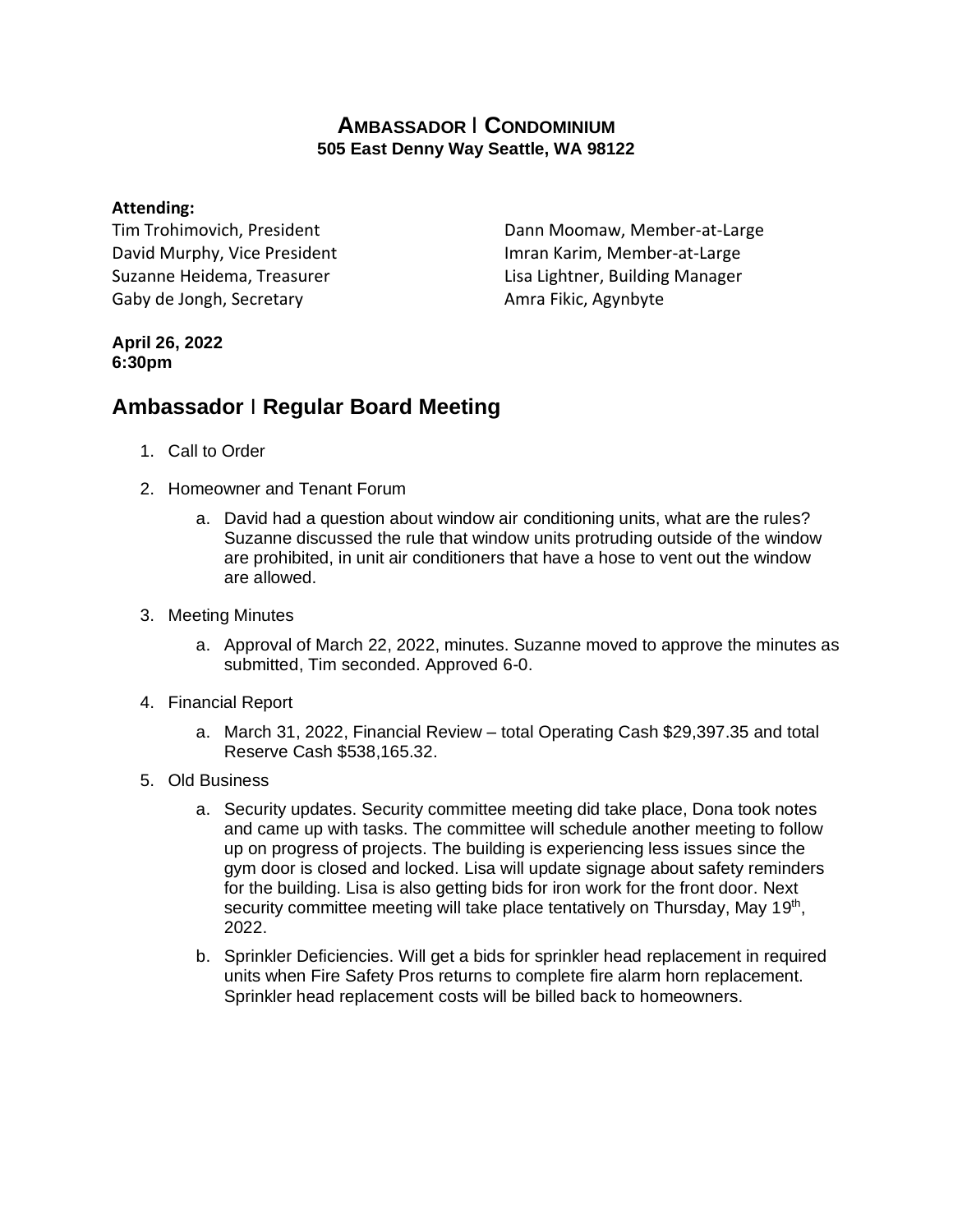# AMBASSADOR | CONDOMINIUM

**505 East Denny Way Seattle, WA 98122**

**Attending:**

Tim Trohimovich, President
David Murphy, Vice President
Suzanne Heidema, Treasurer
Gaby de Jongh, Secretary
Dann Moomaw, Member-at-Large
Imran Karim, Member-at-Large
Lisa Lightner, Building Manager
Amra Fikic, Agynbyte

**April 26, 2022**
**6:30pm**

## Ambassador | Regular Board Meeting

1. Call to Order
2. Homeowner and Tenant Forum
   a. David had a question about window air conditioning units, what are the rules? Suzanne discussed the rule that window units protruding outside of the window are prohibited, in unit air conditioners that have a hose to vent out the window are allowed.
3. Meeting Minutes
   a. Approval of March 22, 2022, minutes. Suzanne moved to approve the minutes as submitted, Tim seconded. Approved 6-0.
4. Financial Report
   a. March 31, 2022, Financial Review – total Operating Cash $29,397.35 and total Reserve Cash $538,165.32.
5. Old Business
   a. Security updates. Security committee meeting did take place, Dona took notes and came up with tasks. The committee will schedule another meeting to follow up on progress of projects. The building is experiencing less issues since the gym door is closed and locked. Lisa will update signage about safety reminders for the building. Lisa is also getting bids for iron work for the front door. Next security committee meeting will take place tentatively on Thursday, May 19th, 2022.
   b. Sprinkler Deficiencies. Will get a bids for sprinkler head replacement in required units when Fire Safety Pros returns to complete fire alarm horn replacement. Sprinkler head replacement costs will be billed back to homeowners.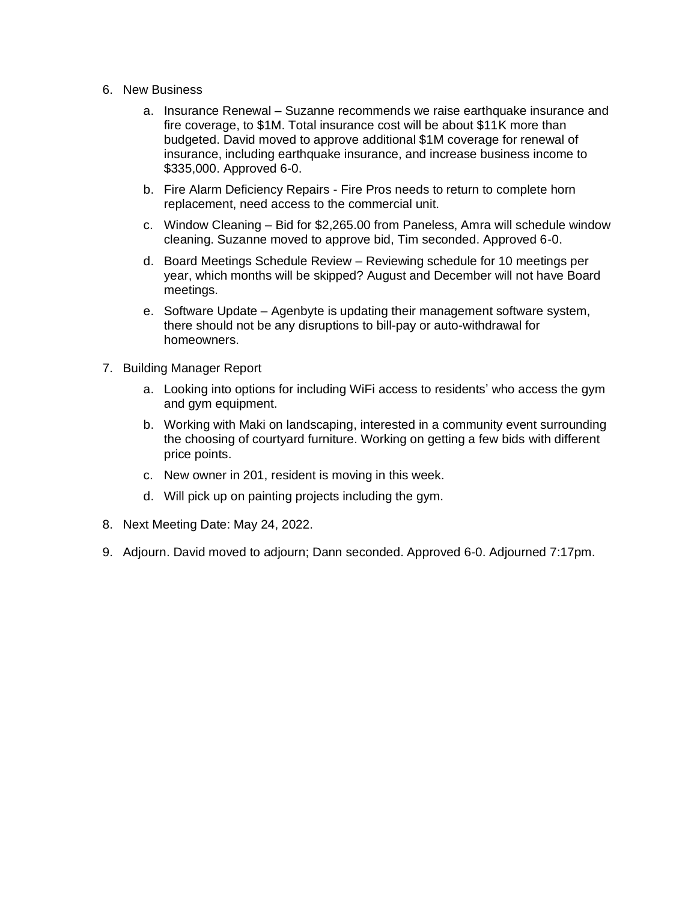6. New Business
    a. Insurance Renewal – Suzanne recommends we raise earthquake insurance and fire coverage, to $1M. Total insurance cost will be about $11K more than budgeted. David moved to approve additional $1M coverage for renewal of insurance, including earthquake insurance, and increase business income to $335,000. Approved 6-0.
    b. Fire Alarm Deficiency Repairs - Fire Pros needs to return to complete horn replacement, need access to the commercial unit.
    c. Window Cleaning – Bid for $2,265.00 from Paneless, Amra will schedule window cleaning. Suzanne moved to approve bid, Tim seconded. Approved 6-0.
    d. Board Meetings Schedule Review – Reviewing schedule for 10 meetings per year, which months will be skipped? August and December will not have Board meetings.
    e. Software Update – Agenbyte is updating their management software system, there should not be any disruptions to bill-pay or auto-withdrawal for homeowners.

7. Building Manager Report
    a. Looking into options for including WiFi access to residents' who access the gym and gym equipment.
    b. Working with Maki on landscaping, interested in a community event surrounding the choosing of courtyard furniture. Working on getting a few bids with different price points.
    c. New owner in 201, resident is moving in this week.
    d. Will pick up on painting projects including the gym.

8. Next Meeting Date: May 24, 2022.

9. Adjourn. David moved to adjourn; Dann seconded. Approved 6-0. Adjourned 7:17pm.